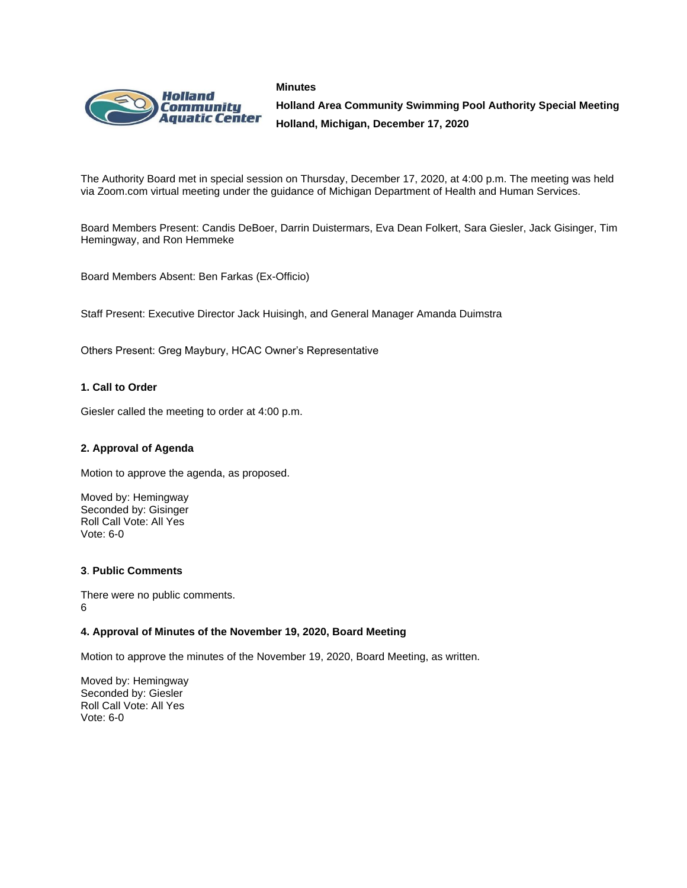**Minutes**

**Holland Area Community Swimming Pool Authority Special Meeting**

**Holland, Michigan, December 17, 2020**

The Authority Board met in special session on Thursday, December 17, 2020, at 4:00 p.m. The meeting was held via Zoom.com virtual meeting under the guidance of Michigan Department of Health and Human Services.

Board Members Present: Candis DeBoer, Darrin Duistermars, Eva Dean Folkert, Sara Giesler, Jack Gisinger, Tim Hemingway, and Ron Hemmeke

Board Members Absent: Ben Farkas (Ex-Officio)

Staff Present: Executive Director Jack Huisingh, and General Manager Amanda Duimstra

Others Present: Greg Maybury, HCAC Owner's Representative

**1. Call to Order**

Giesler called the meeting to order at 4:00 p.m.

**2. Approval of Agenda**

Motion to approve the agenda, as proposed.

Moved by: Hemingway
Seconded by: Gisinger
Roll Call Vote: All Yes
Vote: 6-0

**3**. **Public Comments**

There were no public comments.
6

**4. Approval of Minutes of the November 19, 2020, Board Meeting**

Motion to approve the minutes of the November 19, 2020, Board Meeting, as written.

Moved by: Hemingway
Seconded by: Giesler
Roll Call Vote: All Yes
Vote: 6-0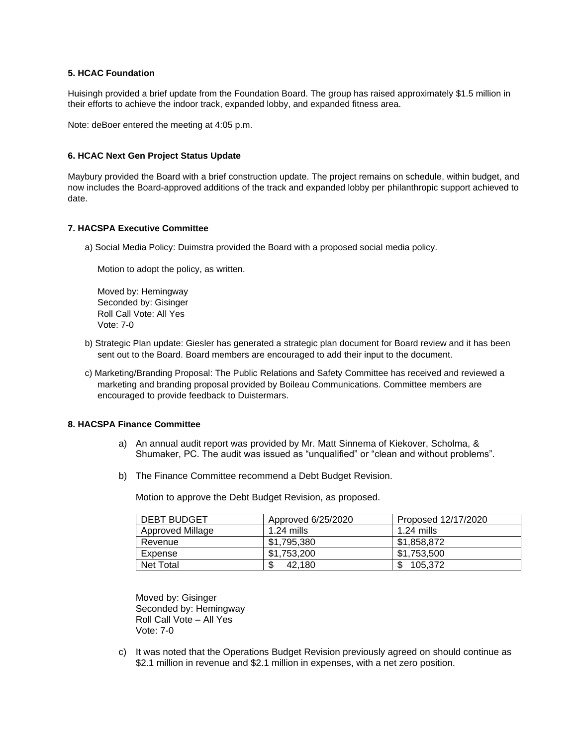**5. HCAC Foundation**

Huisingh provided a brief update from the Foundation Board. The group has raised approximately $1.5 million in their efforts to achieve the indoor track, expanded lobby, and expanded fitness area.

Note: deBoer entered the meeting at 4:05 p.m.

**6. HCAC Next Gen Project Status Update**

Maybury provided the Board with a brief construction update. The project remains on schedule, within budget, and now includes the Board-approved additions of the track and expanded lobby per philanthropic support achieved to date.

**7. HACSPA Executive Committee**

a) Social Media Policy: Duimstra provided the Board with a proposed social media policy.

Motion to adopt the policy, as written.

Moved by: Hemingway
Seconded by: Gisinger
Roll Call Vote: All Yes
Vote: 7-0

b) Strategic Plan update: Giesler has generated a strategic plan document for Board review and it has been sent out to the Board. Board members are encouraged to add their input to the document.

c) Marketing/Branding Proposal: The Public Relations and Safety Committee has received and reviewed a marketing and branding proposal provided by Boileau Communications. Committee members are encouraged to provide feedback to Duistermars.

**8. HACSPA Finance Committee**

a) An annual audit report was provided by Mr. Matt Sinnema of Kiekover, Scholma, & Shumaker, PC. The audit was issued as "unqualified" or "clean and without problems".

b) The Finance Committee recommend a Debt Budget Revision.

Motion to approve the Debt Budget Revision, as proposed.

| DEBT BUDGET | Approved 6/25/2020 | Proposed 12/17/2020 |
|---|---|---|
| Approved Millage | 1.24 mills | 1.24 mills |
| Revenue | $1,795,380 | $1,858,872 |
| Expense | $1,753,200 | $1,753,500 |
| Net Total | $ 42,180 | $ 105,372 |

Moved by: Gisinger
Seconded by: Hemingway
Roll Call Vote – All Yes
Vote: 7-0

c) It was noted that the Operations Budget Revision previously agreed on should continue as $2.1 million in revenue and $2.1 million in expenses, with a net zero position.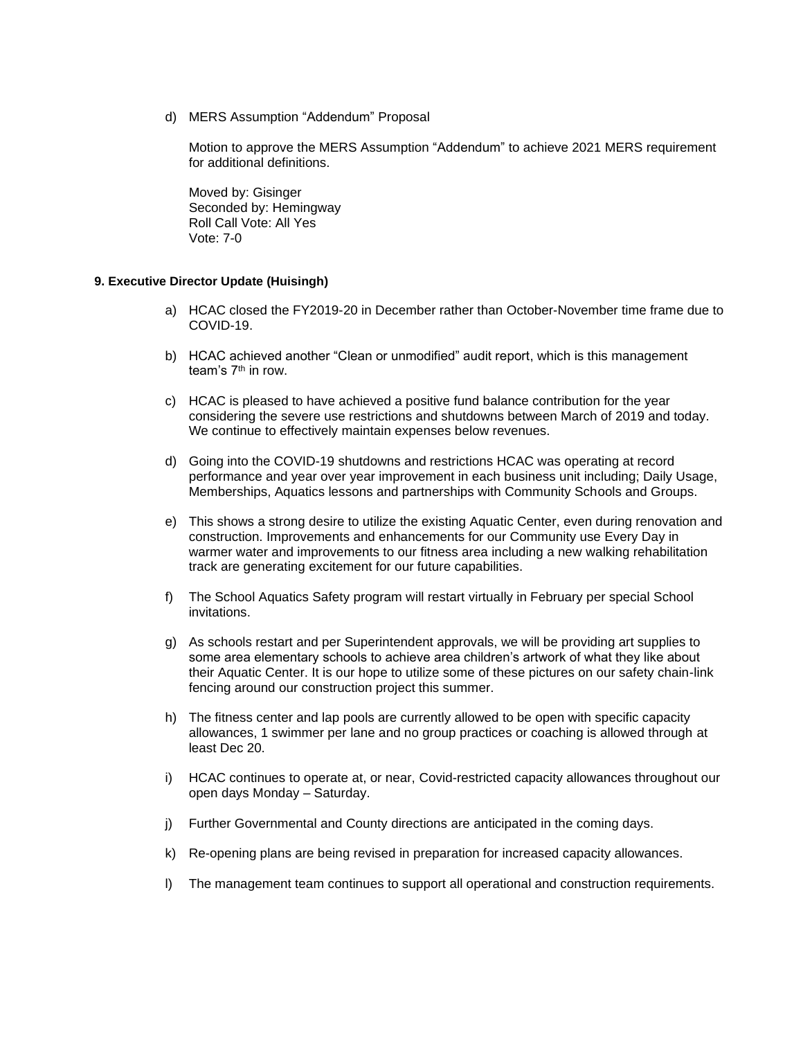d) MERS Assumption "Addendum" Proposal

Motion to approve the MERS Assumption "Addendum" to achieve 2021 MERS requirement for additional definitions.

Moved by: Gisinger
Seconded by: Hemingway
Roll Call Vote: All Yes
Vote: 7-0

**9. Executive Director Update (Huisingh)**

a) HCAC closed the FY2019-20 in December rather than October-November time frame due to COVID-19.

b) HCAC achieved another "Clean or unmodified" audit report, which is this management team's 7th in row.

c) HCAC is pleased to have achieved a positive fund balance contribution for the year considering the severe use restrictions and shutdowns between March of 2019 and today. We continue to effectively maintain expenses below revenues.

d) Going into the COVID-19 shutdowns and restrictions HCAC was operating at record performance and year over year improvement in each business unit including; Daily Usage, Memberships, Aquatics lessons and partnerships with Community Schools and Groups.

e) This shows a strong desire to utilize the existing Aquatic Center, even during renovation and construction. Improvements and enhancements for our Community use Every Day in warmer water and improvements to our fitness area including a new walking rehabilitation track are generating excitement for our future capabilities.

f) The School Aquatics Safety program will restart virtually in February per special School invitations.

g) As schools restart and per Superintendent approvals, we will be providing art supplies to some area elementary schools to achieve area children's artwork of what they like about their Aquatic Center. It is our hope to utilize some of these pictures on our safety chain-link fencing around our construction project this summer.

h) The fitness center and lap pools are currently allowed to be open with specific capacity allowances, 1 swimmer per lane and no group practices or coaching is allowed through at least Dec 20.

i) HCAC continues to operate at, or near, Covid-restricted capacity allowances throughout our open days Monday – Saturday.

j) Further Governmental and County directions are anticipated in the coming days.

k) Re-opening plans are being revised in preparation for increased capacity allowances.

l) The management team continues to support all operational and construction requirements.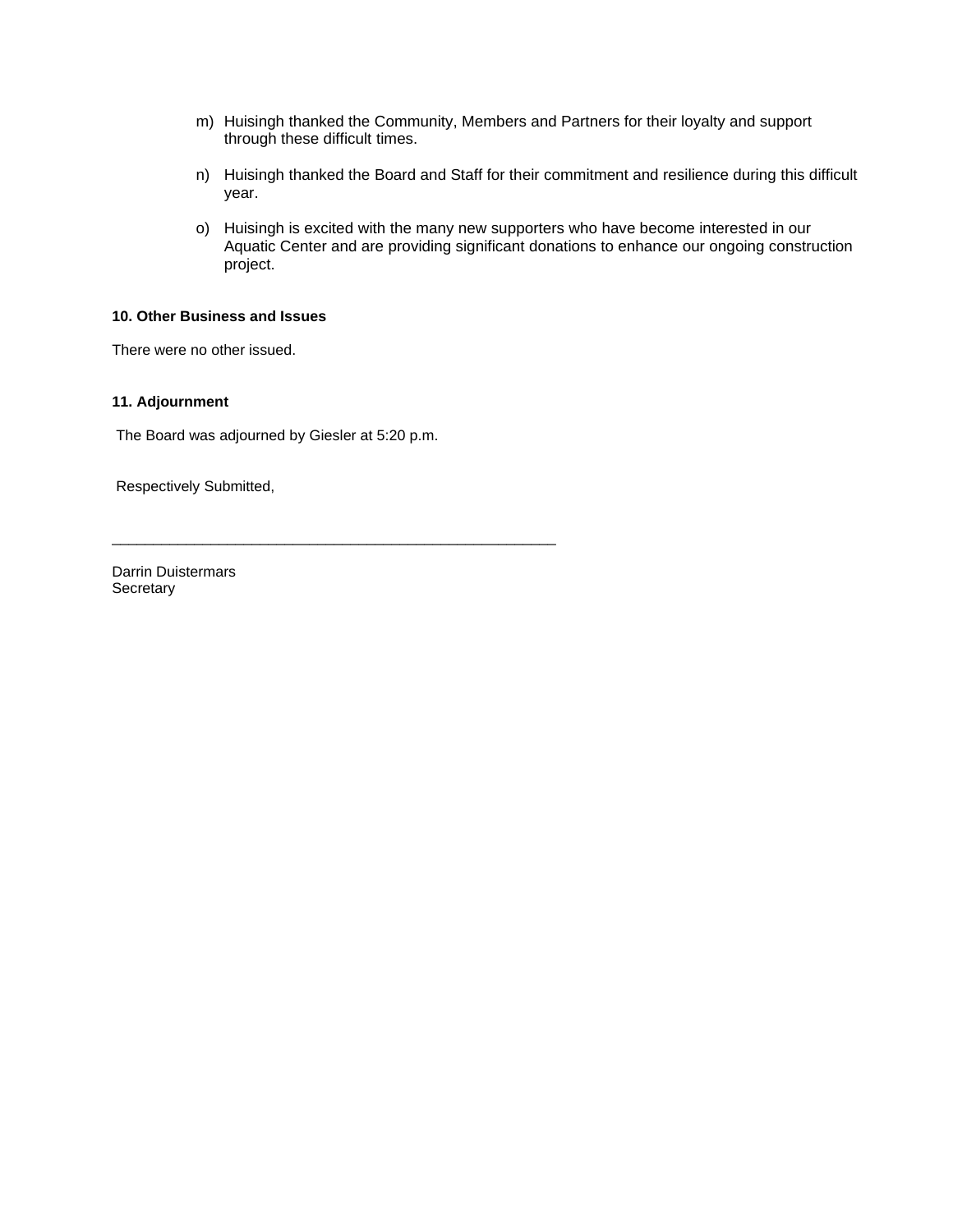m) Huisingh thanked the Community, Members and Partners for their loyalty and support through these difficult times.

n) Huisingh thanked the Board and Staff for their commitment and resilience during this difficult year.

o) Huisingh is excited with the many new supporters who have become interested in our Aquatic Center and are providing significant donations to enhance our ongoing construction project.

**10. Other Business and Issues**

There were no other issued.

**11. Adjournment**

The Board was adjourned by Giesler at 5:20 p.m.

Respectively Submitted,

\_\_\_\_\_\_\_\_\_\_\_\_\_\_\_\_\_\_\_\_\_\_\_\_\_\_\_\_\_\_\_\_\_\_\_\_\_\_\_\_\_\_\_\_\_\_\_\_\_\_\_\_\_\_

Darrin Duistermars
Secretary